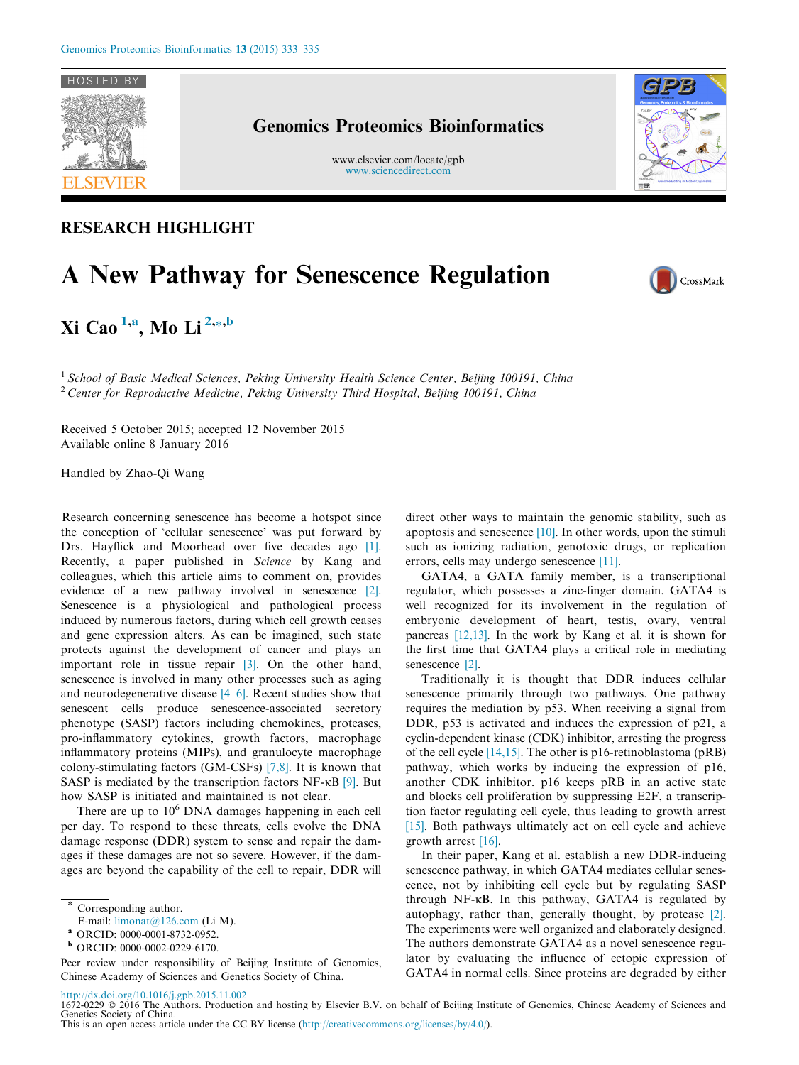RESEARCH HIGHLIGHT

# A New Pathway for Senescence Regulation

**Xi Cao** [1,a], **Mo Li** [2,*,b]

[1] *School of Basic Medical Sciences, Peking University Health Science Center, Beijing 100191, China*
[2] *Center for Reproductive Medicine, Peking University Third Hospital, Beijing 100191, China*

Received 5 October 2015; accepted 12 November 2015
Available online 8 January 2016

Handled by Zhao-Qi Wang

Research concerning senescence has become a hotspot since the conception of 'cellular senescence' was put forward by Drs. Hayflick and Moorhead over five decades ago [1]. Recently, a paper published in *Science* by Kang and colleagues, which this article aims to comment on, provides evidence of a new pathway involved in senescence [2]. Senescence is a physiological and pathological process induced by numerous factors, during which cell growth ceases and gene expression alters. As can be imagined, such state protects against the development of cancer and plays an important role in tissue repair [3]. On the other hand, senescence is involved in many other processes such as aging and neurodegenerative disease [4–6]. Recent studies show that senescent cells produce senescence-associated secretory phenotype (SASP) factors including chemokines, proteases, pro-inflammatory cytokines, growth factors, macrophage inflammatory proteins (MIPs), and granulocyte–macrophage colony-stimulating factors (GM-CSFs) [7,8]. It is known that SASP is mediated by the transcription factors NF-κB [9]. But how SASP is initiated and maintained is not clear.

There are up to $10^6$ DNA damages happening in each cell per day. To respond to these threats, cells evolve the DNA damage response (DDR) system to sense and repair the damages if these damages are not so severe. However, if the damages are beyond the capability of the cell to repair, DDR will direct other ways to maintain the genomic stability, such as apoptosis and senescence [10]. In other words, upon the stimuli such as ionizing radiation, genotoxic drugs, or replication errors, cells may undergo senescence [11].

GATA4, a GATA family member, is a transcriptional regulator, which possesses a zinc-finger domain. GATA4 is well recognized for its involvement in the regulation of embryonic development of heart, testis, ovary, ventral pancreas [12,13]. In the work by Kang et al. it is shown for the first time that GATA4 plays a critical role in mediating senescence [2].

Traditionally it is thought that DDR induces cellular senescence primarily through two pathways. One pathway requires the mediation by p53. When receiving a signal from DDR, p53 is activated and induces the expression of p21, a cyclin-dependent kinase (CDK) inhibitor, arresting the progress of the cell cycle [14,15]. The other is p16-retinoblastoma (pRB) pathway, which works by inducing the expression of p16, another CDK inhibitor. p16 keeps pRB in an active state and blocks cell proliferation by suppressing E2F, a transcription factor regulating cell cycle, thus leading to growth arrest [15]. Both pathways ultimately act on cell cycle and achieve growth arrest [16].

In their paper, Kang et al. establish a new DDR-inducing senescence pathway, in which GATA4 mediates cellular senescence, not by inhibiting cell cycle but by regulating SASP through NF-κB. In this pathway, GATA4 is regulated by autophagy, rather than, generally thought, by protease [2]. The experiments were well organized and elaborately designed. The authors demonstrate GATA4 as a novel senescence regulator by evaluating the influence of ectopic expression of GATA4 in normal cells. Since proteins are degraded by either

\* Corresponding author.
E-mail: limonat@126.com (Li M).
[a] ORCID: 0000-0001-8732-0952.
[b] ORCID: 0000-0002-0229-6170.

Peer review under responsibility of Beijing Institute of Genomics, Chinese Academy of Sciences and Genetics Society of China.

http://dx.doi.org/10.1016/j.gpb.2015.11.002
1672-0229 © 2016 The Authors. Production and hosting by Elsevier B.V. on behalf of Beijing Institute of Genomics, Chinese Academy of Sciences and Genetics Society of China.
This is an open access article under the CC BY license (http://creativecommons.org/licenses/by/4.0/).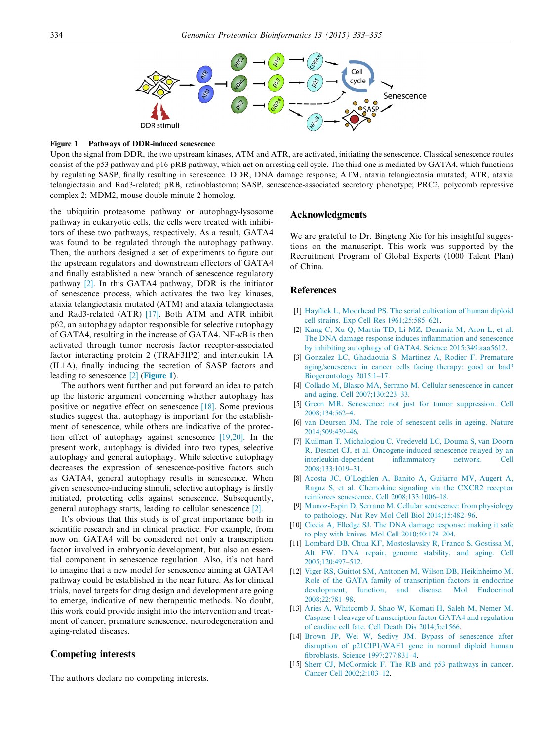**Figure 1 Pathways of DDR-induced senescence**

Upon the signal from DDR, the two upstream kinases, ATM and ATR, are activated, initiating the senescence. Classical senescence routes consist of the p53 pathway and p16-pRB pathway, which act on arresting cell cycle. The third one is mediated by GATA4, which functions by regulating SASP, finally resulting in senescence. DDR, DNA damage response; ATM, ataxia telangiectasia mutated; ATR, ataxia telangiectasia and Rad3-related; pRB, retinoblastoma; SASP, senescence-associated secretory phenotype; PRC2, polycomb repressive complex 2; MDM2, mouse double minute 2 homolog.

the ubiquitin–proteasome pathway or autophagy-lysosome pathway in eukaryotic cells, the cells were treated with inhibitors of these two pathways, respectively. As a result, GATA4 was found to be regulated through the autophagy pathway. Then, the authors designed a set of experiments to figure out the upstream regulators and downstream effectors of GATA4 and finally established a new branch of senescence regulatory pathway [2]. In this GATA4 pathway, DDR is the initiator of senescence process, which activates the two key kinases, ataxia telangiectasia mutated (ATM) and ataxia telangiectasia and Rad3-related (ATR) [17]. Both ATM and ATR inhibit p62, an autophagy adaptor responsible for selective autophagy of GATA4, resulting in the increase of GATA4. NF-κB is then activated through tumor necrosis factor receptor-associated factor interacting protein 2 (TRAF3IP2) and interleukin 1A (IL1A), finally inducing the secretion of SASP factors and leading to senescence [2] (**Figure 1**).

The authors went further and put forward an idea to patch up the historic argument concerning whether autophagy has positive or negative effect on senescence [18]. Some previous studies suggest that autophagy is important for the establishment of senescence, while others are indicative of the protection effect of autophagy against senescence [19,20]. In the present work, autophagy is divided into two types, selective autophagy and general autophagy. While selective autophagy decreases the expression of senescence-positive factors such as GATA4, general autophagy results in senescence. When given senescence-inducing stimuli, selective autophagy is firstly initiated, protecting cells against senescence. Subsequently, general autophagy starts, leading to cellular senescence [2].

It's obvious that this study is of great importance both in scientific research and in clinical practice. For example, from now on, GATA4 will be considered not only a transcription factor involved in embryonic development, but also an essential component in senescence regulation. Also, it's not hard to imagine that a new model for senescence aiming at GATA4 pathway could be established in the near future. As for clinical trials, novel targets for drug design and development are going to emerge, indicative of new therapeutic methods. No doubt, this work could provide insight into the intervention and treatment of cancer, premature senescence, neurodegeneration and aging-related diseases.

## Competing interests

The authors declare no competing interests.

## Acknowledgments

We are grateful to Dr. Bingteng Xie for his insightful suggestions on the manuscript. This work was supported by the Recruitment Program of Global Experts (1000 Talent Plan) of China.

## References

[1] Hayflick L, Moorhead PS. The serial cultivation of human diploid cell strains. Exp Cell Res 1961;25:585–621.

[2] Kang C, Xu Q, Martin TD, Li MZ, Demaria M, Aron L, et al. The DNA damage response induces inflammation and senescence by inhibiting autophagy of GATA4. Science 2015;349:aaa5612.

[3] Gonzalez LC, Ghadaouia S, Martinez A, Rodier F. Premature aging/senescence in cancer cells facing therapy: good or bad? Biogerontology 2015:1–17.

[4] Collado M, Blasco MA, Serrano M. Cellular senescence in cancer and aging. Cell 2007;130:223–33.

[5] Green MR. Senescence: not just for tumor suppression. Cell 2008;134:562–4.

[6] van Deursen JM. The role of senescent cells in ageing. Nature 2014;509:439–46.

[7] Kuilman T, Michaloglou C, Vredeveld LC, Douma S, van Doorn R, Desmet CJ, et al. Oncogene-induced senescence relayed by an interleukin-dependent inflammatory network. Cell 2008;133:1019–31.

[8] Acosta JC, O'Loghlen A, Banito A, Guijarro MV, Augert A, Raguz S, et al. Chemokine signaling via the CXCR2 receptor reinforces senescence. Cell 2008;133:1006–18.

[9] Munoz-Espin D, Serrano M. Cellular senescence: from physiology to pathology. Nat Rev Mol Cell Biol 2014;15:482–96.

[10] Ciccia A, Elledge SJ. The DNA damage response: making it safe to play with knives. Mol Cell 2010;40:179–204.

[11] Lombard DB, Chua KF, Mostoslavsky R, Franco S, Gostissa M, Alt FW. DNA repair, genome stability, and aging. Cell 2005;120:497–512.

[12] Viger RS, Guittot SM, Anttonen M, Wilson DB, Heikinheimo M. Role of the GATA family of transcription factors in endocrine development, function, and disease. Mol Endocrinol 2008;22:781–98.

[13] Aries A, Whitcomb J, Shao W, Komati H, Saleh M, Nemer M. Caspase-1 cleavage of transcription factor GATA4 and regulation of cardiac cell fate. Cell Death Dis 2014;5:e1566.

[14] Brown JP, Wei W, Sedivy JM. Bypass of senescence after disruption of p21CIP1/WAF1 gene in normal diploid human fibroblasts. Science 1997;277:831–4.

[15] Sherr CJ, McCormick F. The RB and p53 pathways in cancer. Cancer Cell 2002;2:103–12.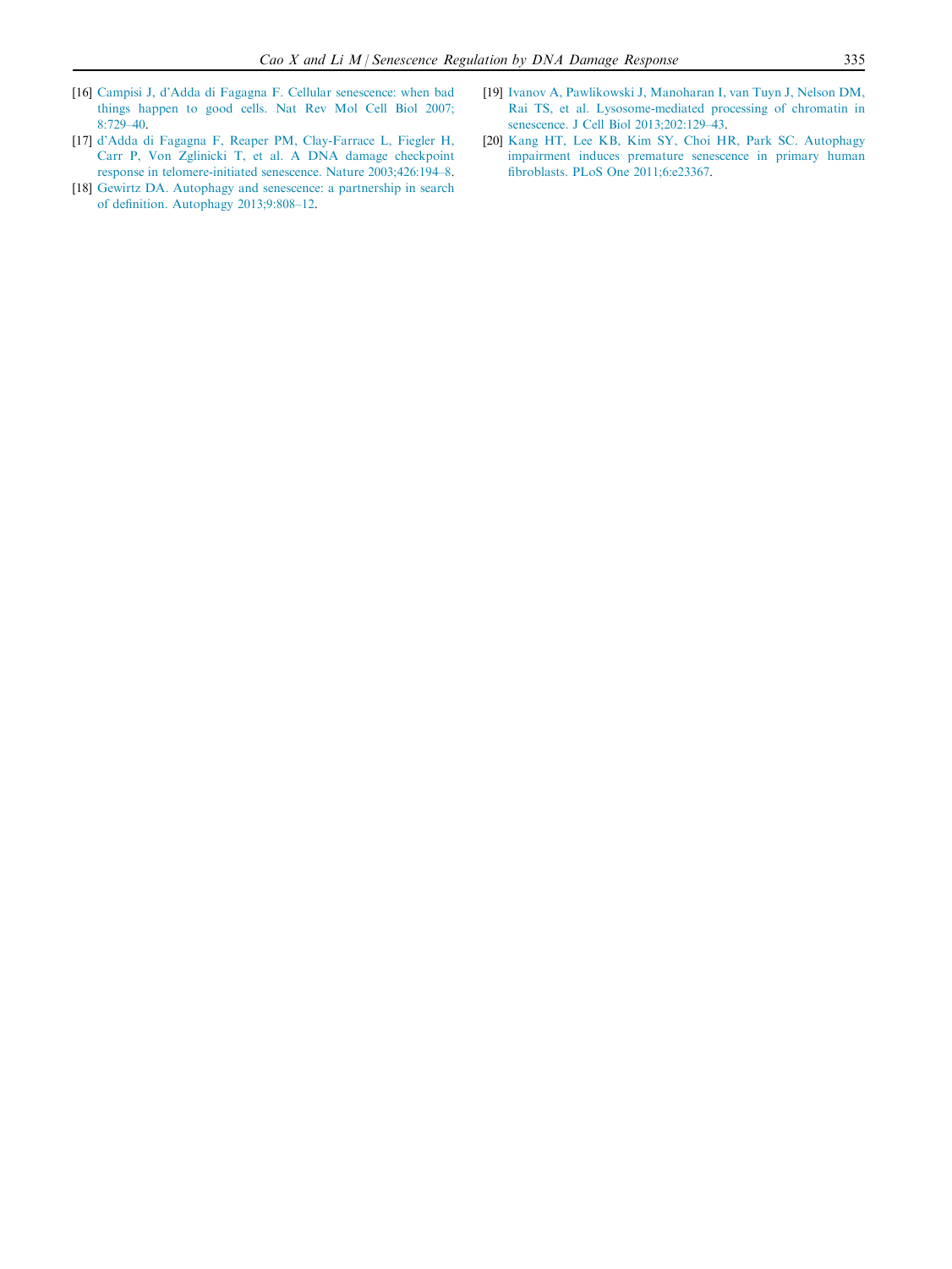[16] Campisi J, d'Adda di Fagagna F. Cellular senescence: when bad things happen to good cells. Nat Rev Mol Cell Biol 2007; 8:729–40.

[17] d'Adda di Fagagna F, Reaper PM, Clay-Farrace L, Fiegler H, Carr P, Von Zglinicki T, et al. A DNA damage checkpoint response in telomere-initiated senescence. Nature 2003;426:194–8.

[18] Gewirtz DA. Autophagy and senescence: a partnership in search of definition. Autophagy 2013;9:808–12.

[19] Ivanov A, Pawlikowski J, Manoharan I, van Tuyn J, Nelson DM, Rai TS, et al. Lysosome-mediated processing of chromatin in senescence. J Cell Biol 2013;202:129–43.

[20] Kang HT, Lee KB, Kim SY, Choi HR, Park SC. Autophagy impairment induces premature senescence in primary human fibroblasts. PLoS One 2011;6:e23367.